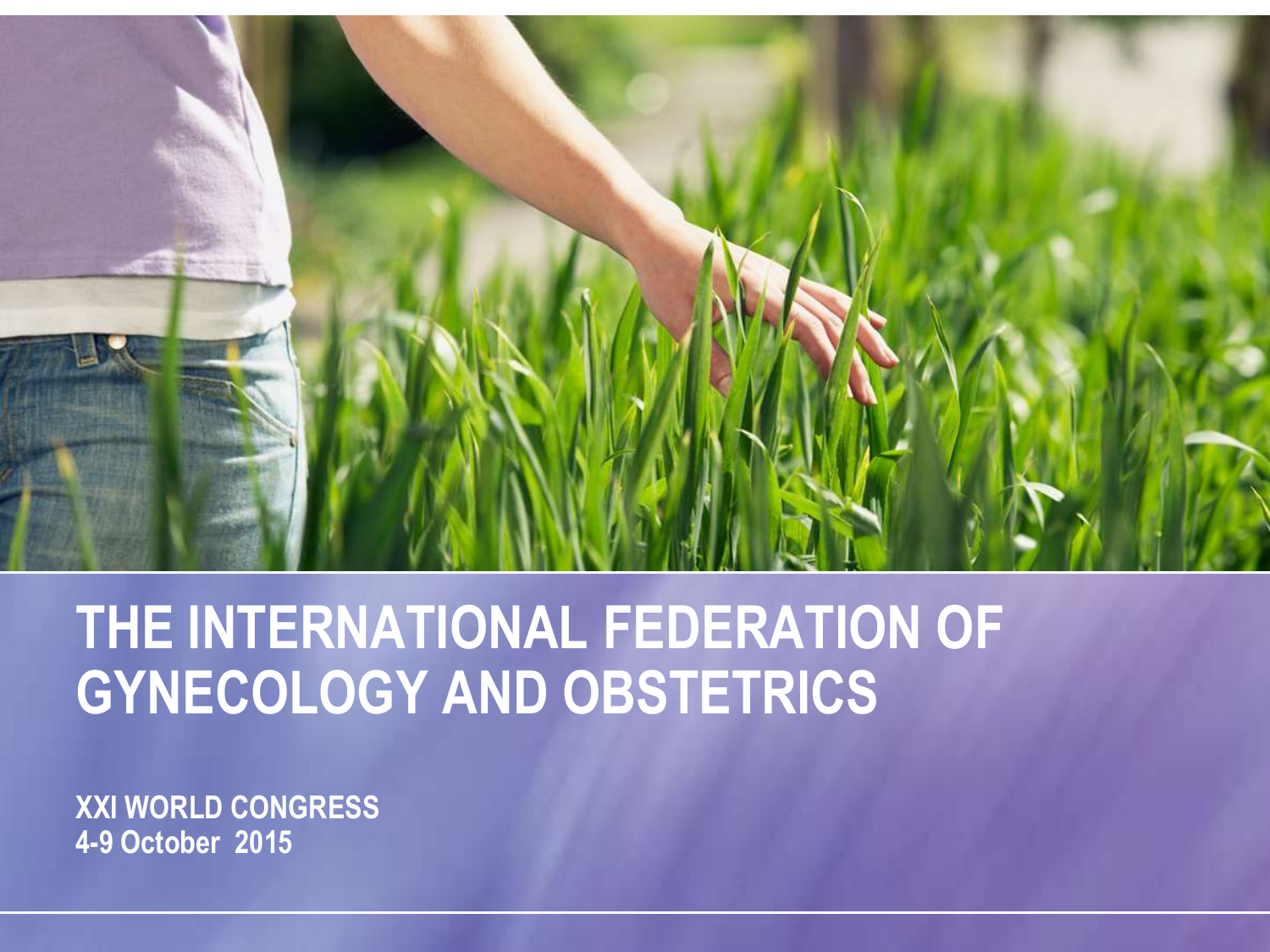# THE INTERNATIONAL FEDERATION OF GYNECOLOGY AND OBSTETRICS

**XXI WORLD CONGRESS**
**4-9 October 2015**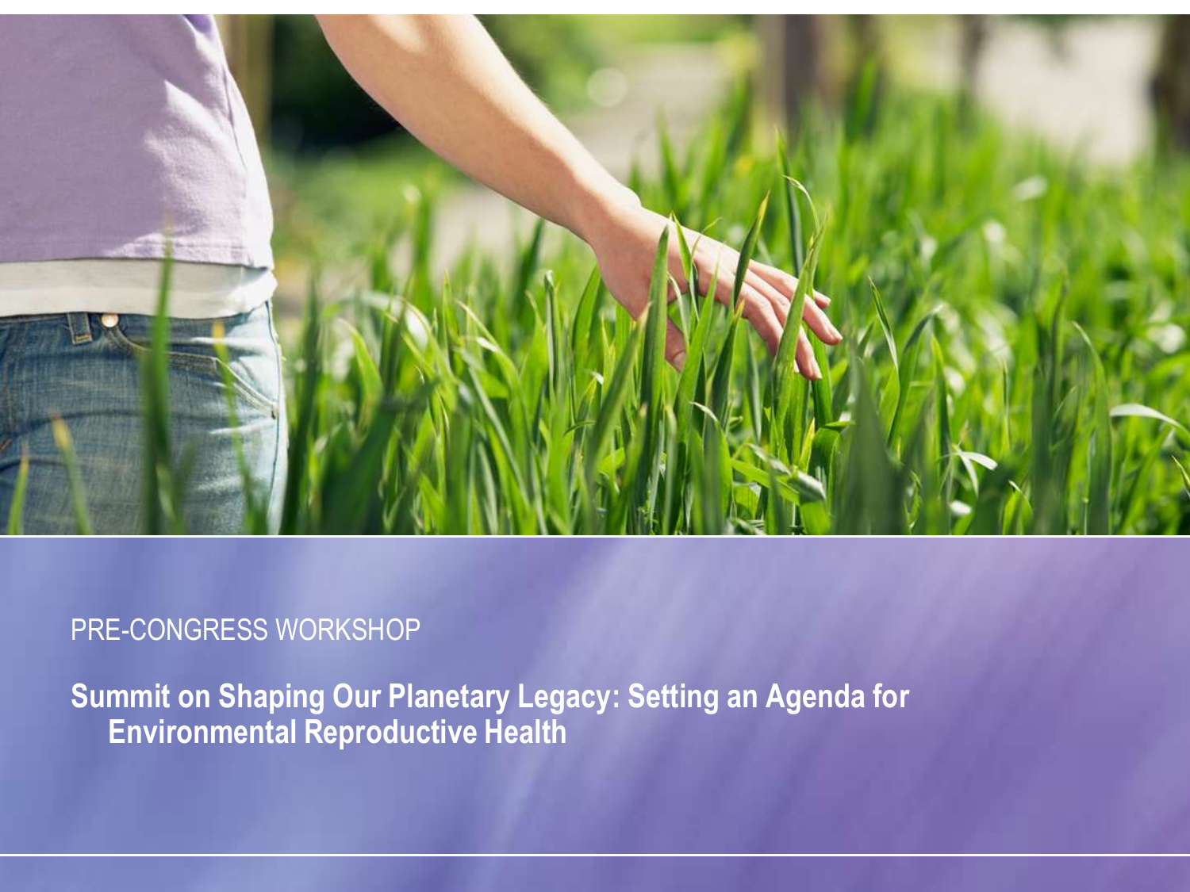PRE-CONGRESS WORKSHOP

# Summit on Shaping Our Planetary Legacy: Setting an Agenda for Environmental Reproductive Health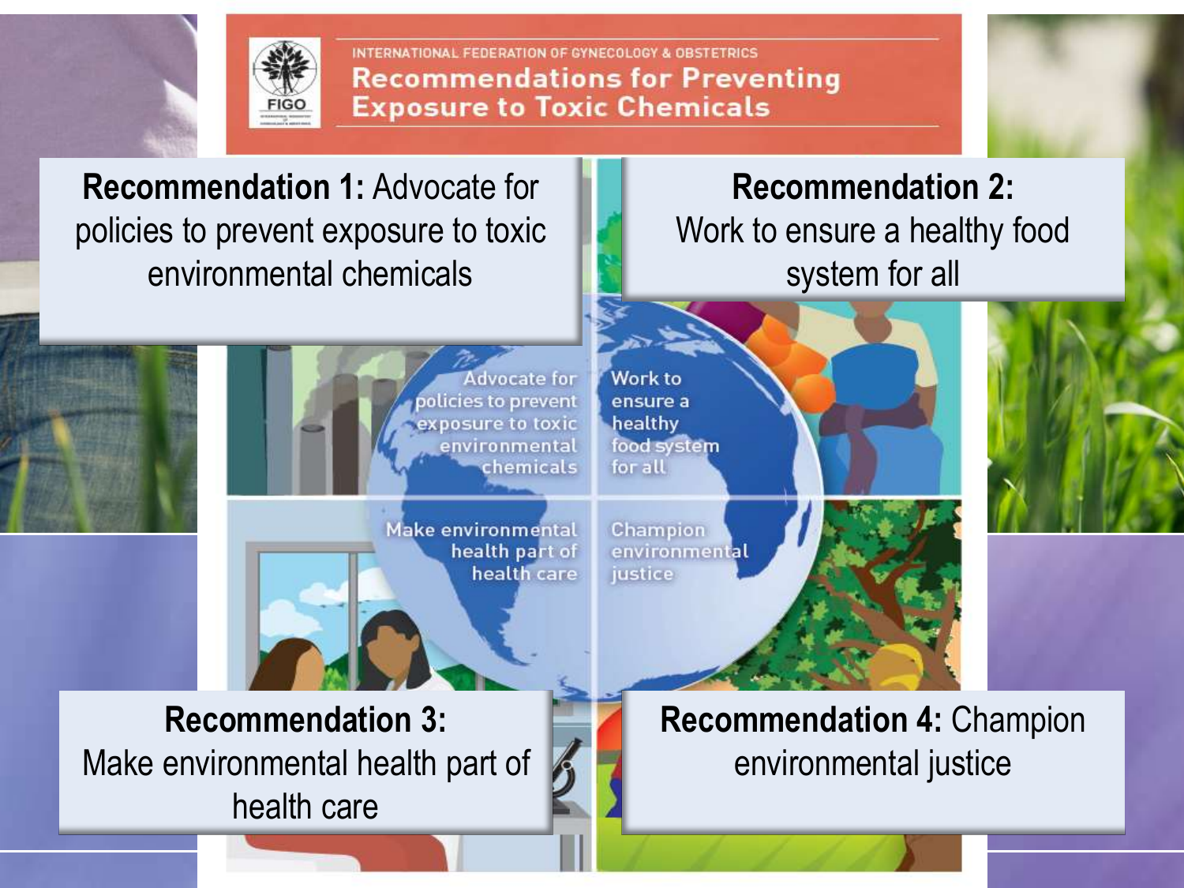INTERNATIONAL FEDERATION OF GYNECOLOGY & OBSTETRICS

# Recommendations for Preventing Exposure to Toxic Chemicals

**Recommendation 1:** Advocate for policies to prevent exposure to toxic environmental chemicals

**Recommendation 2:** Work to ensure a healthy food system for all

**Recommendation 3:** Make environmental health part of health care

**Recommendation 4:** Champion environmental justice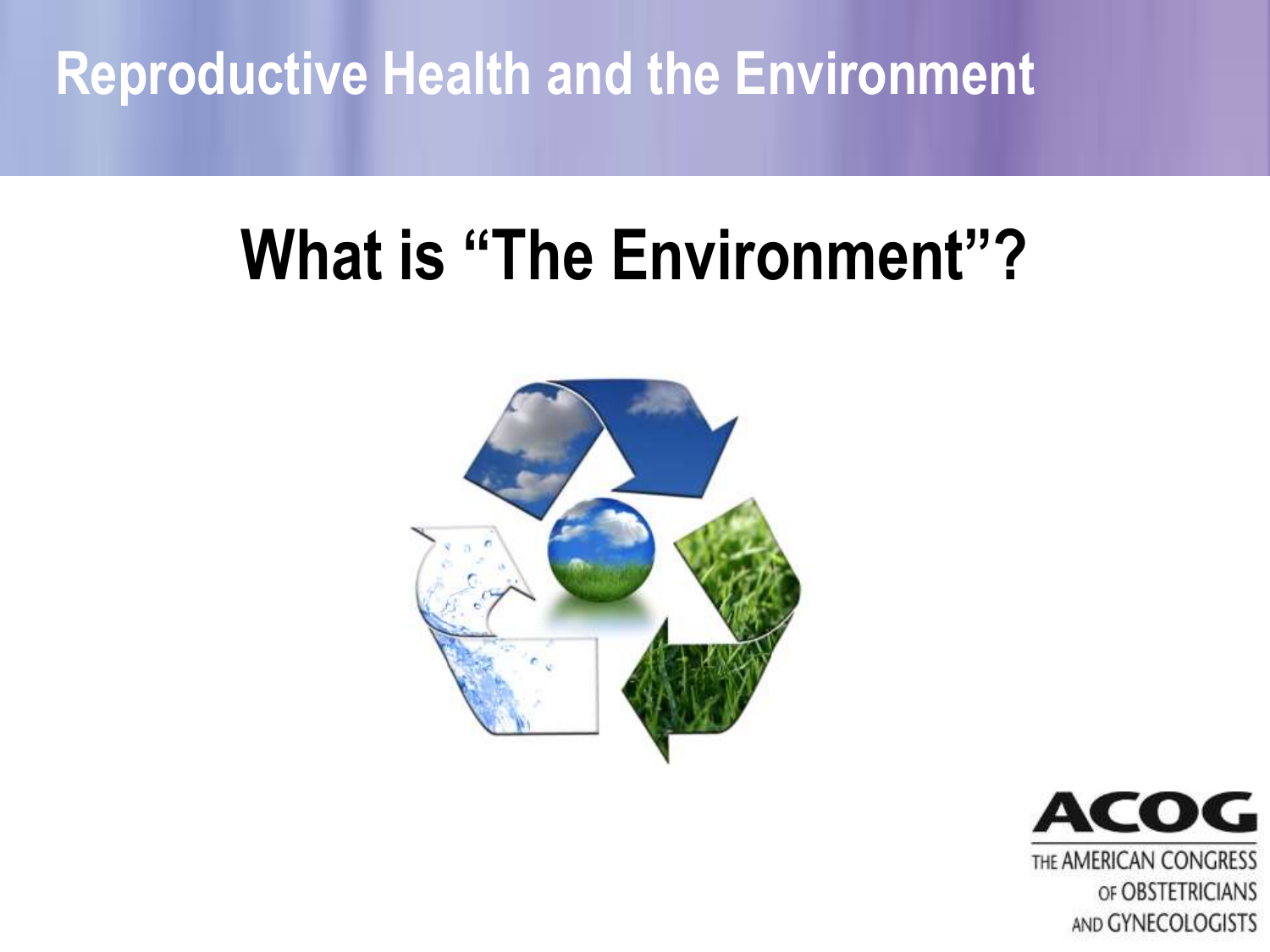# What is "The Environment"?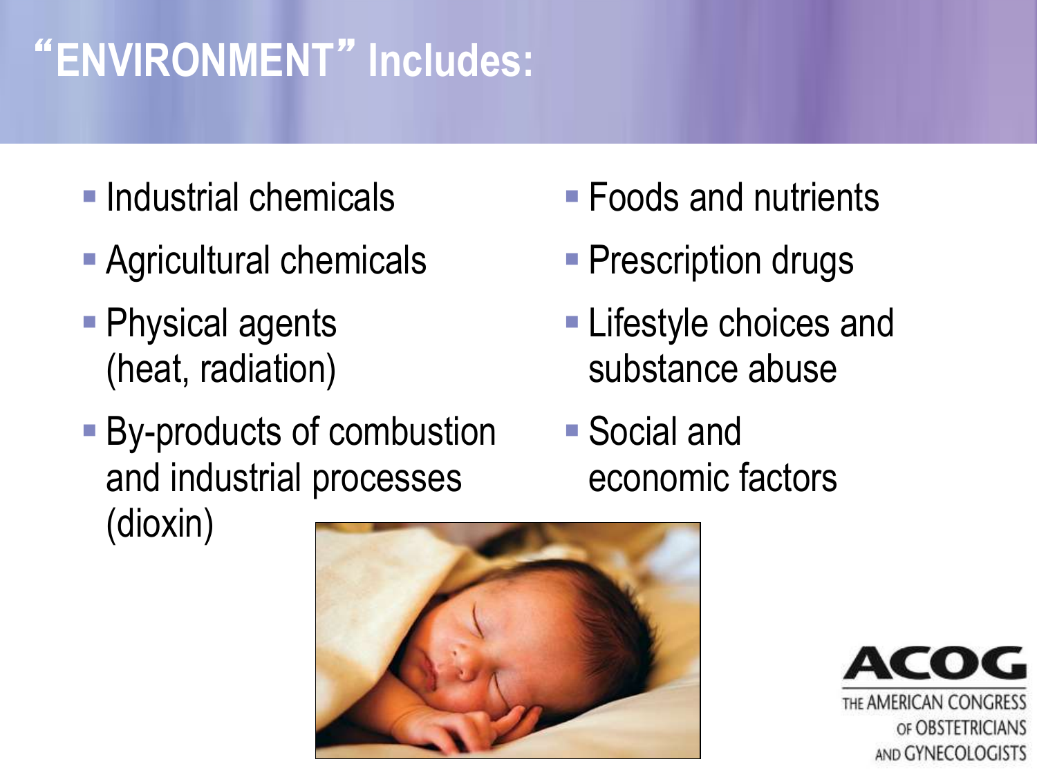# "ENVIRONMENT" Includes:

- Industrial chemicals
- Agricultural chemicals
- Physical agents (heat, radiation)
- By-products of combustion and industrial processes (dioxin)
- Foods and nutrients
- Prescription drugs
- Lifestyle choices and substance abuse
- Social and economic factors

ACOG
THE AMERICAN CONGRESS OF OBSTETRICIANS AND GYNECOLOGISTS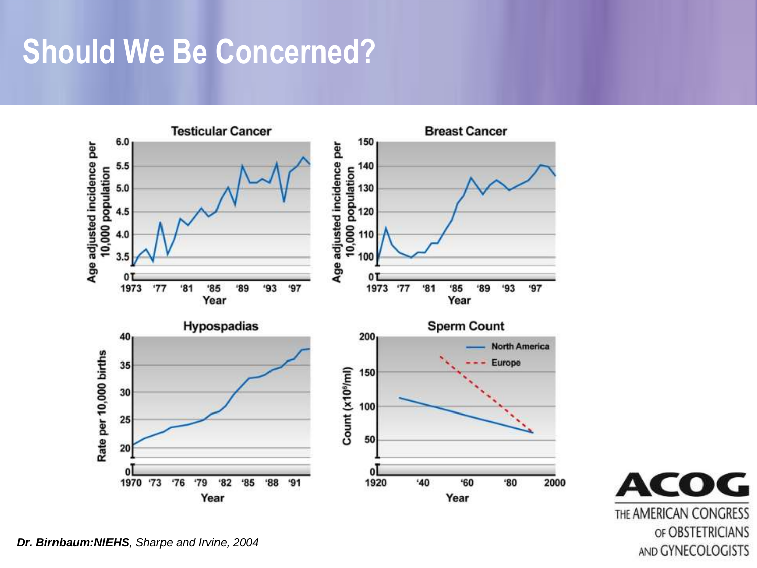# Should We Be Concerned?

**Testicular Cancer**

Age adjusted incidence per 10,000 population

Year: 1973, '77, '81, '85, '89, '93, '97

**Breast Cancer**

Age adjusted incidence per 10,000 population

Year: 1973, '77, '81, '85, '89, '93, '97

**Hypospadias**

Rate per 10,000 births

Year: 1970, '73, '76, '79, '82, '85, '88, '91

**Sperm Count**

Count ($x10^6$/ml)

North America; Europe

Year: 1920, '40, '60, '80, 2000

***Dr. Birnbaum:NIEHS***, *Sharpe and Irvine, 2004*

ACOG

THE AMERICAN CONGRESS OF OBSTETRICIANS AND GYNECOLOGISTS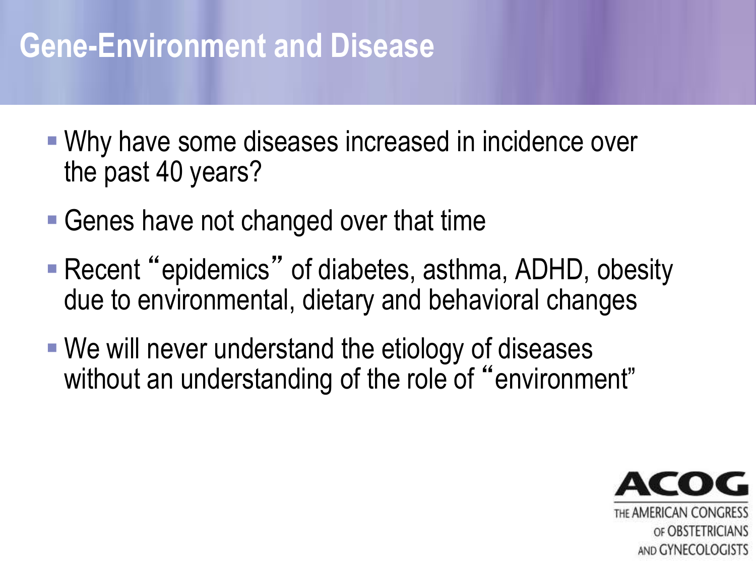# Gene-Environment and Disease

- Why have some diseases increased in incidence over the past 40 years?
- Genes have not changed over that time
- Recent “epidemics” of diabetes, asthma, ADHD, obesity due to environmental, dietary and behavioral changes
- We will never understand the etiology of diseases without an understanding of the role of “environment”

ACOG
THE AMERICAN CONGRESS OF OBSTETRICIANS AND GYNECOLOGISTS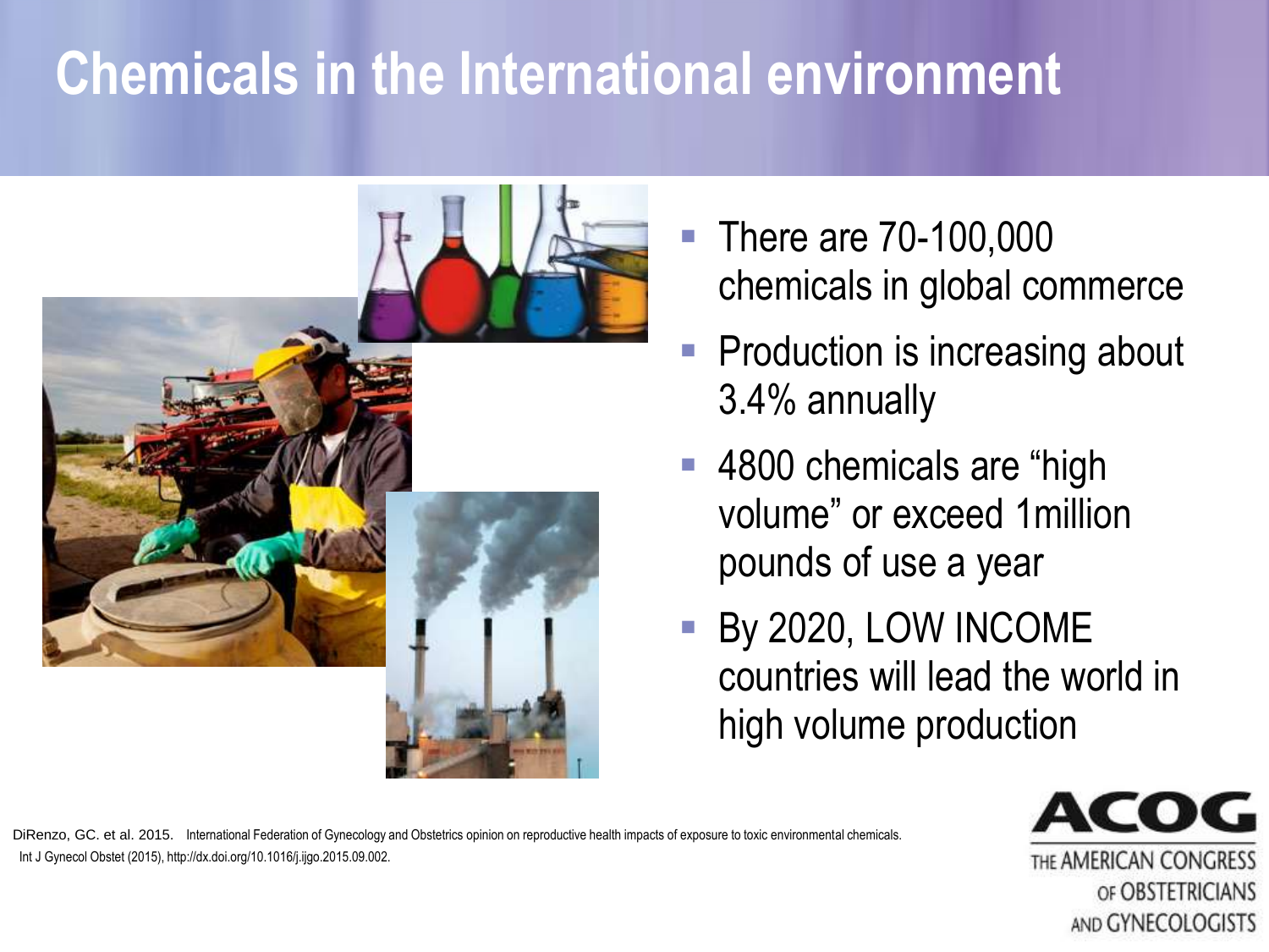# Chemicals in the International environment

- There are 70-100,000 chemicals in global commerce
- Production is increasing about 3.4% annually
- 4800 chemicals are "high volume" or exceed 1million pounds of use a year
- By 2020, LOW INCOME countries will lead the world in high volume production

DiRenzo, GC. et al. 2015. International Federation of Gynecology and Obstetrics opinion on reproductive health impacts of exposure to toxic environmental chemicals. Int J Gynecol Obstet (2015), http://dx.doi.org/10.1016/j.ijgo.2015.09.002.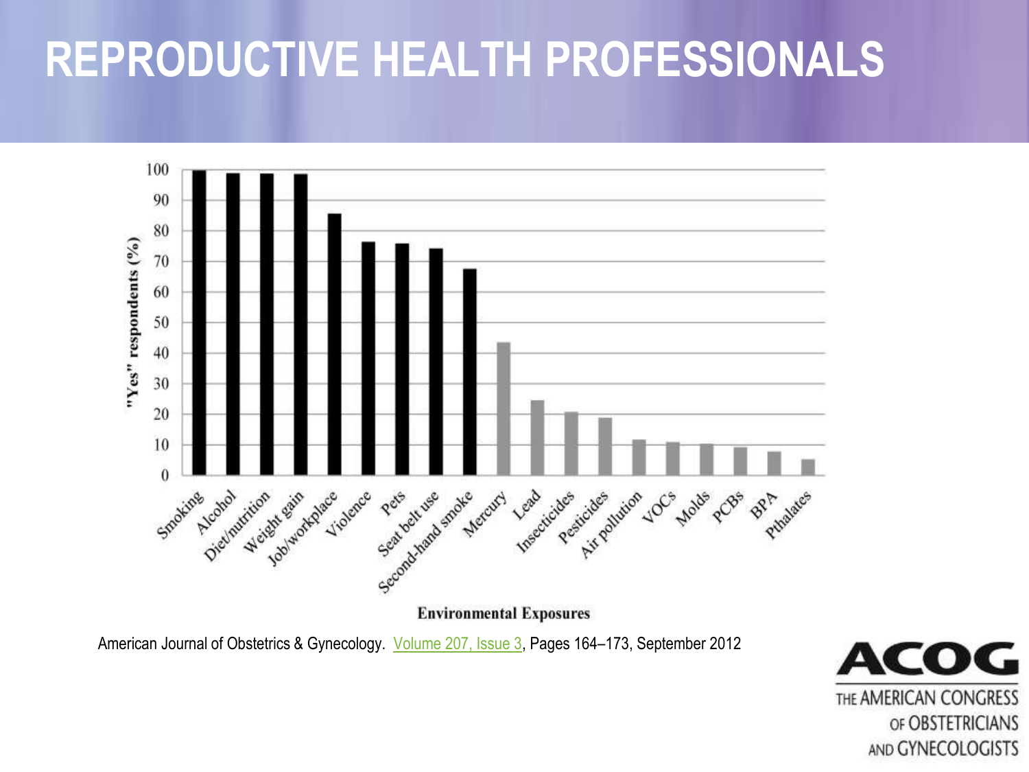# REPRODUCTIVE HEALTH PROFESSIONALS

"Yes" respondents (%)

100
90
80
70
60
50
40
30
20
10
0

Smoking, Alcohol, Diet/nutrition, Weight gain, Job/workplace, Violence, Pets, Seat belt use, Second-hand smoke, Mercury, Lead, Insecticides, Pesticides, Air pollution, VOCs, Molds, PCBs, BPA, Pthalates

**Environmental Exposures**

American Journal of Obstetrics & Gynecology. Volume 207, Issue 3, Pages 164–173, September 2012

ACOG
THE AMERICAN CONGRESS OF OBSTETRICIANS AND GYNECOLOGISTS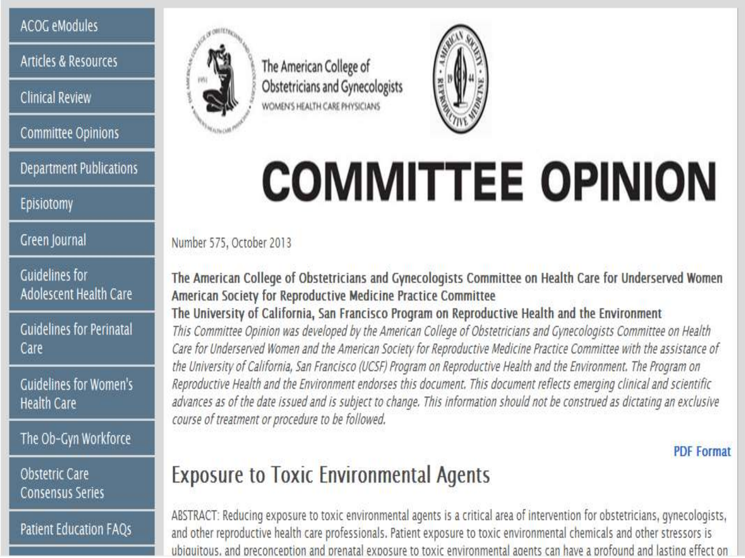- ACOG eModules
- Articles & Resources
- Clinical Review
- Committee Opinions
- Department Publications
- Episiotomy
- Green Journal
- Guidelines for Adolescent Health Care
- Guidelines for Perinatal Care
- Guidelines for Women's Health Care
- The Ob-Gyn Workforce
- Obstetric Care Consensus Series
- Patient Education FAQs

The American College of Obstetricians and Gynecologists
WOMEN'S HEALTH CARE PHYSICIANS

# COMMITTEE OPINION

Number 575, October 2013

**The American College of Obstetricians and Gynecologists Committee on Health Care for Underserved Women**
**American Society for Reproductive Medicine Practice Committee**
**The University of California, San Francisco Program on Reproductive Health and the Environment**

*This Committee Opinion was developed by the American College of Obstetricians and Gynecologists Committee on Health Care for Underserved Women and the American Society for Reproductive Medicine Practice Committee with the assistance of the University of California, San Francisco (UCSF) Program on Reproductive Health and the Environment. The Program on Reproductive Health and the Environment endorses this document. This document reflects emerging clinical and scientific advances as of the date issued and is subject to change. This information should not be construed as dictating an exclusive course of treatment or procedure to be followed.*

PDF Format

## Exposure to Toxic Environmental Agents

ABSTRACT: Reducing exposure to toxic environmental agents is a critical area of intervention for obstetricians, gynecologists, and other reproductive health care professionals. Patient exposure to toxic environmental chemicals and other stressors is ubiquitous, and preconception and prenatal exposure to toxic environmental agents can have a profound and lasting effect on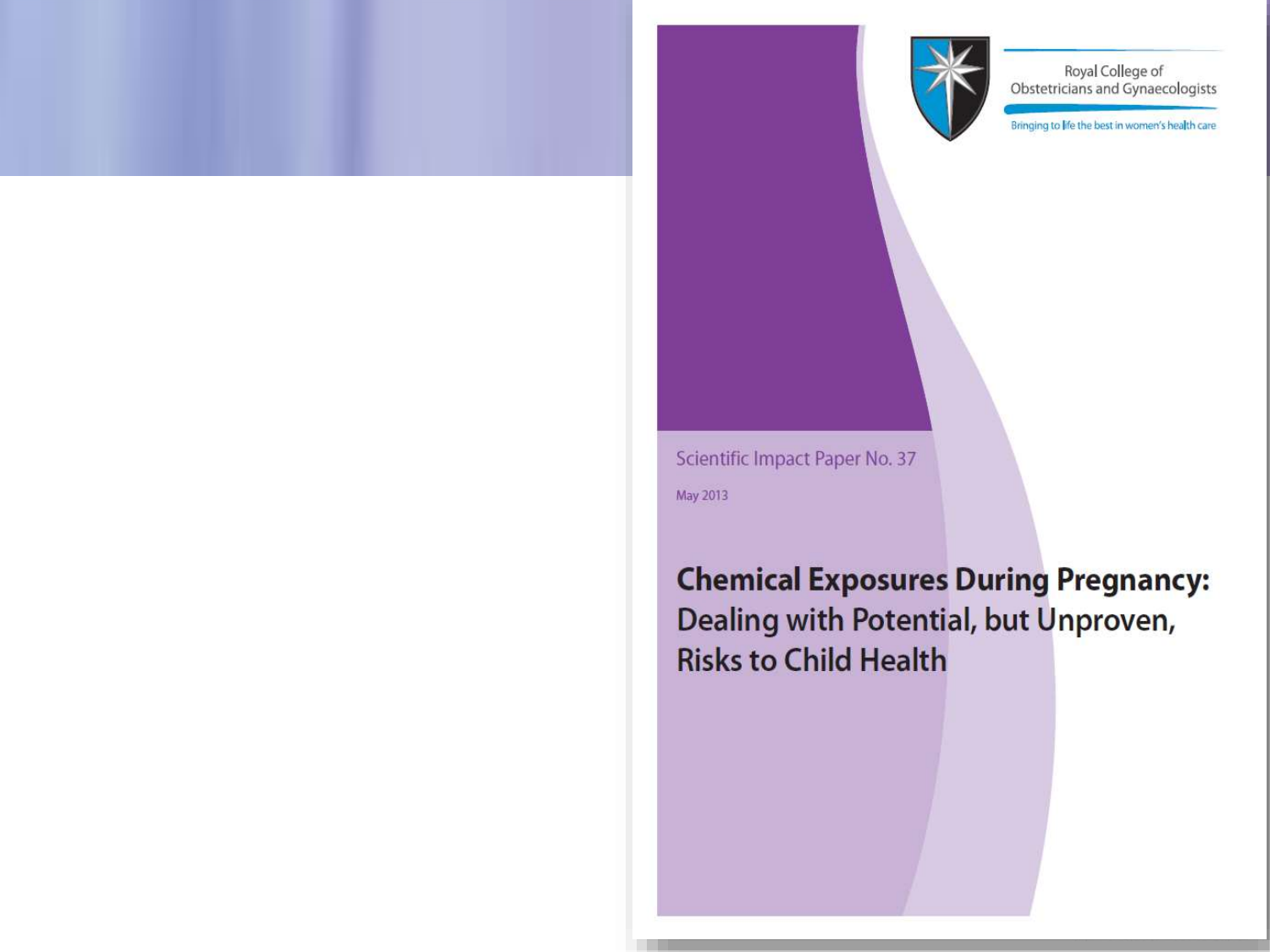Royal College of Obstetricians and Gynaecologists

Bringing to life the best in women's health care

Scientific Impact Paper No. 37

May 2013

# **Chemical Exposures During Pregnancy:** Dealing with Potential, but Unproven, Risks to Child Health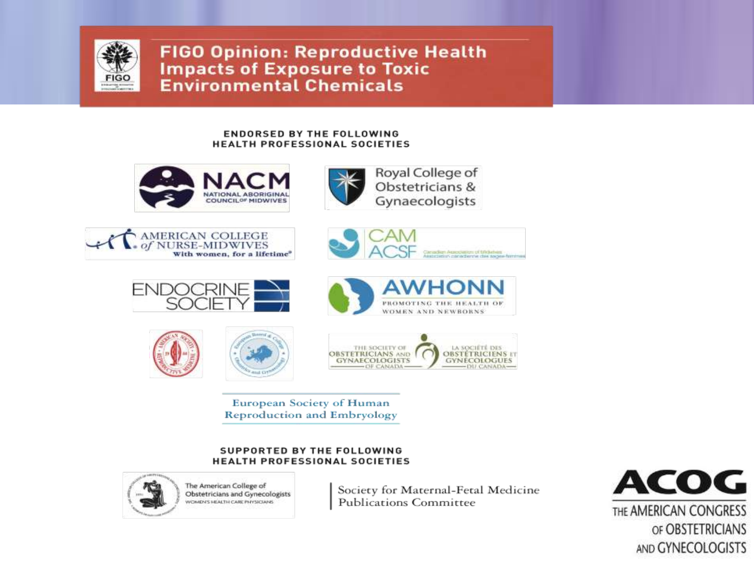# FIGO Opinion: Reproductive Health Impacts of Exposure to Toxic Environmental Chemicals

**ENDORSED BY THE FOLLOWING HEALTH PROFESSIONAL SOCIETIES**

- NACM – National Aboriginal Council of Midwives
- Royal College of Obstetricians & Gynaecologists
- American College of Nurse-Midwives – With women, for a lifetime®
- CAM ACSF – Canadian Association of Midwives / Association canadienne des sages-femmes
- Endocrine Society
- AWHONN – Promoting the Health of Women and Newborns
- American Society for Reproductive Medicine
- European Board & College of Obstetrics and Gynaecology
- The Society of Obstetricians and Gynaecologists of Canada / La Société des obstétriciens et gynécologues du Canada
- European Society of Human Reproduction and Embryology

**SUPPORTED BY THE FOLLOWING HEALTH PROFESSIONAL SOCIETIES**

- The American College of Obstetricians and Gynecologists – Women's Health Care Physicians
- Society for Maternal-Fetal Medicine Publications Committee

ACOG – The American Congress of Obstetricians and Gynecologists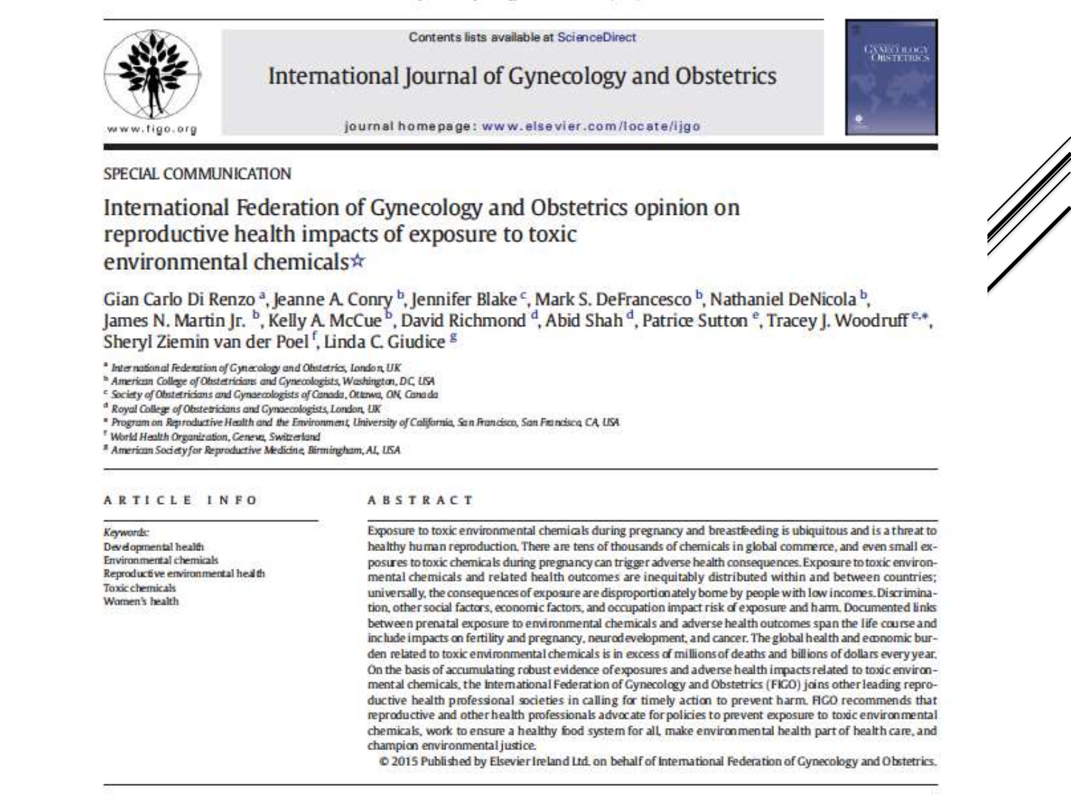Contents lists available at ScienceDirect

# International Journal of Gynecology and Obstetrics

journal homepage: www.elsevier.com/locate/ijgo

SPECIAL COMMUNICATION

## International Federation of Gynecology and Obstetrics opinion on reproductive health impacts of exposure to toxic environmental chemicals☆

Gian Carlo Di Renzo [a], Jeanne A. Conry [b], Jennifer Blake [c], Mark S. DeFrancesco [b], Nathaniel DeNicola [b], James N. Martin Jr. [b], Kelly A. McCue [b], David Richmond [d], Abid Shah [d], Patrice Sutton [e], Tracey J. Woodruff [e,*], Sheryl Ziemin van der Poel [f], Linda C. Giudice [g]

[a] International Federation of Gynecology and Obstetrics, London, UK
[b] American College of Obstetricians and Gynecologists, Washington, DC, USA
[c] Society of Obstetricians and Gynaecologists of Canada, Ottawa, ON, Canada
[d] Royal College of Obstetricians and Gynaecologists, London, UK
[e] Program on Reproductive Health and the Environment, University of California, San Francisco, San Francisco, CA, USA
[f] World Health Organization, Geneva, Switzerland
[g] American Society for Reproductive Medicine, Birmingham, AL, USA

### ARTICLE INFO

*Keywords:*
Developmental health
Environmental chemicals
Reproductive environmental health
Toxic chemicals
Women's health

### ABSTRACT

Exposure to toxic environmental chemicals during pregnancy and breastfeeding is ubiquitous and is a threat to healthy human reproduction. There are tens of thousands of chemicals in global commerce, and even small exposures to toxic chemicals during pregnancy can trigger adverse health consequences. Exposure to toxic environmental chemicals and related health outcomes are inequitably distributed within and between countries; universally, the consequences of exposure are disproportionately borne by people with low incomes. Discrimination, other social factors, economic factors, and occupation impact risk of exposure and harm. Documented links between prenatal exposure to environmental chemicals and adverse health outcomes span the life course and include impacts on fertility and pregnancy, neurodevelopment, and cancer. The global health and economic burden related to toxic environmental chemicals is in excess of millions of deaths and billions of dollars every year. On the basis of accumulating robust evidence of exposures and adverse health impacts related to toxic environmental chemicals, the International Federation of Gynecology and Obstetrics (FIGO) joins other leading reproductive health professional societies in calling for timely action to prevent harm. FIGO recommends that reproductive and other health professionals advocate for policies to prevent exposure to toxic environmental chemicals, work to ensure a healthy food system for all, make environmental health part of health care, and champion environmental justice.

© 2015 Published by Elsevier Ireland Ltd. on behalf of International Federation of Gynecology and Obstetrics.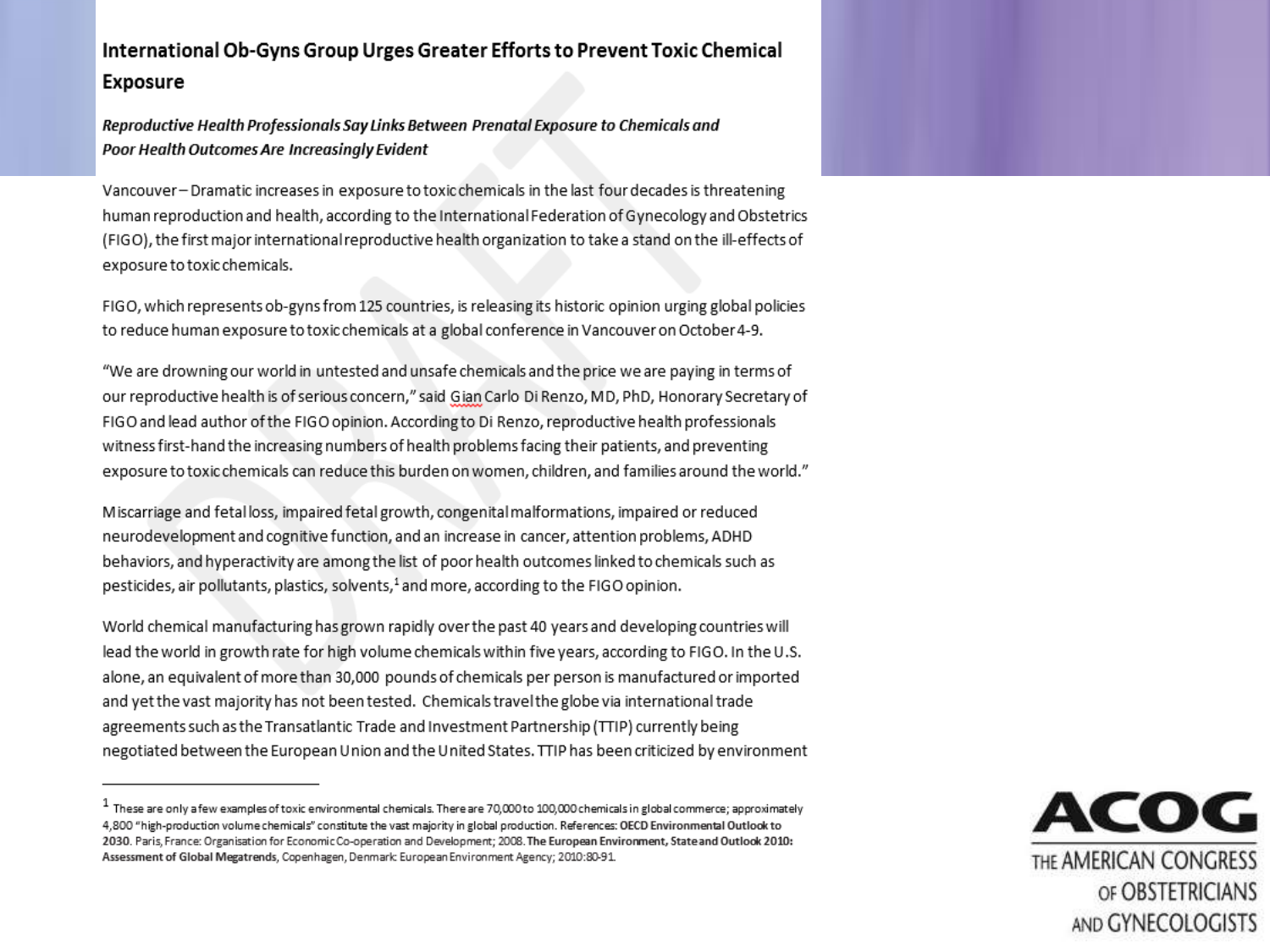# International Ob-Gyns Group Urges Greater Efforts to Prevent Toxic Chemical Exposure

*Reproductive Health Professionals Say Links Between Prenatal Exposure to Chemicals and Poor Health Outcomes Are Increasingly Evident*

Vancouver – Dramatic increases in exposure to toxic chemicals in the last four decades is threatening human reproduction and health, according to the International Federation of Gynecology and Obstetrics (FIGO), the first major international reproductive health organization to take a stand on the ill-effects of exposure to toxic chemicals.

FIGO, which represents ob-gyns from 125 countries, is releasing its historic opinion urging global policies to reduce human exposure to toxic chemicals at a global conference in Vancouver on October 4-9.

"We are drowning our world in untested and unsafe chemicals and the price we are paying in terms of our reproductive health is of serious concern," said Gian Carlo Di Renzo, MD, PhD, Honorary Secretary of FIGO and lead author of the FIGO opinion. According to Di Renzo, reproductive health professionals witness first-hand the increasing numbers of health problems facing their patients, and preventing exposure to toxic chemicals can reduce this burden on women, children, and families around the world."

Miscarriage and fetal loss, impaired fetal growth, congenital malformations, impaired or reduced neurodevelopment and cognitive function, and an increase in cancer, attention problems, ADHD behaviors, and hyperactivity are among the list of poor health outcomes linked to chemicals such as pesticides, air pollutants, plastics, solvents,[1] and more, according to the FIGO opinion.

World chemical manufacturing has grown rapidly over the past 40 years and developing countries will lead the world in growth rate for high volume chemicals within five years, according to FIGO. In the U.S. alone, an equivalent of more than 30,000 pounds of chemicals per person is manufactured or imported and yet the vast majority has not been tested. Chemicals travel the globe via international trade agreements such as the Transatlantic Trade and Investment Partnership (TTIP) currently being negotiated between the European Union and the United States. TTIP has been criticized by environment

---

[1] These are only a few examples of toxic environmental chemicals. There are 70,000 to 100,000 chemicals in global commerce; approximately 4,800 "high-production volume chemicals" constitute the vast majority in global production. References: **OECD Environmental Outlook to 2030**. Paris, France: Organisation for Economic Co-operation and Development; 2008. **The European Environment, State and Outlook 2010: Assessment of Global Megatrends**, Copenhagen, Denmark: European Environment Agency; 2010:80-91.

ACOG
THE AMERICAN CONGRESS OF OBSTETRICIANS AND GYNECOLOGISTS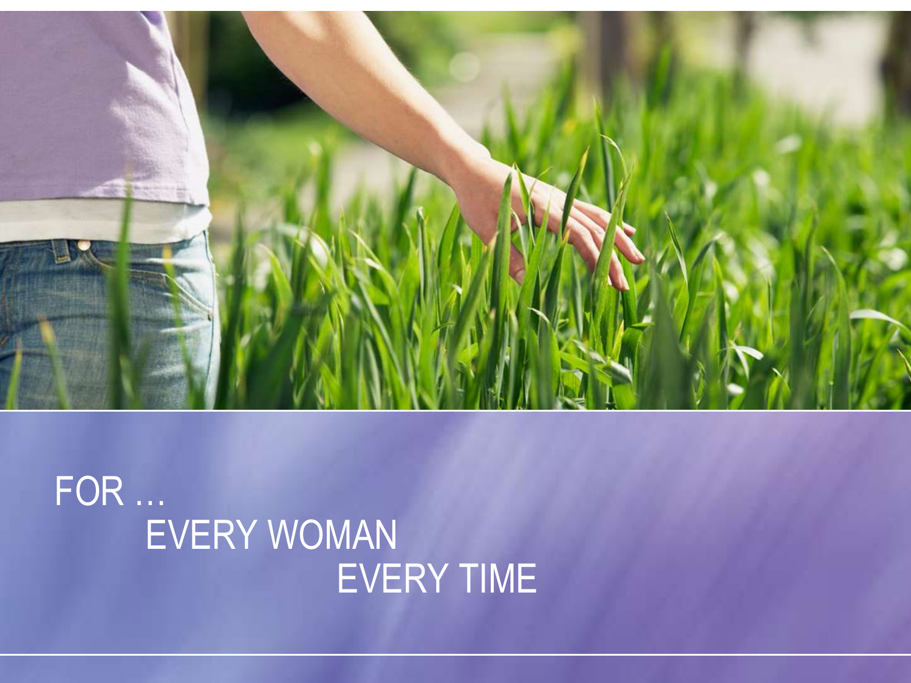FOR …

EVERY WOMAN

EVERY TIME